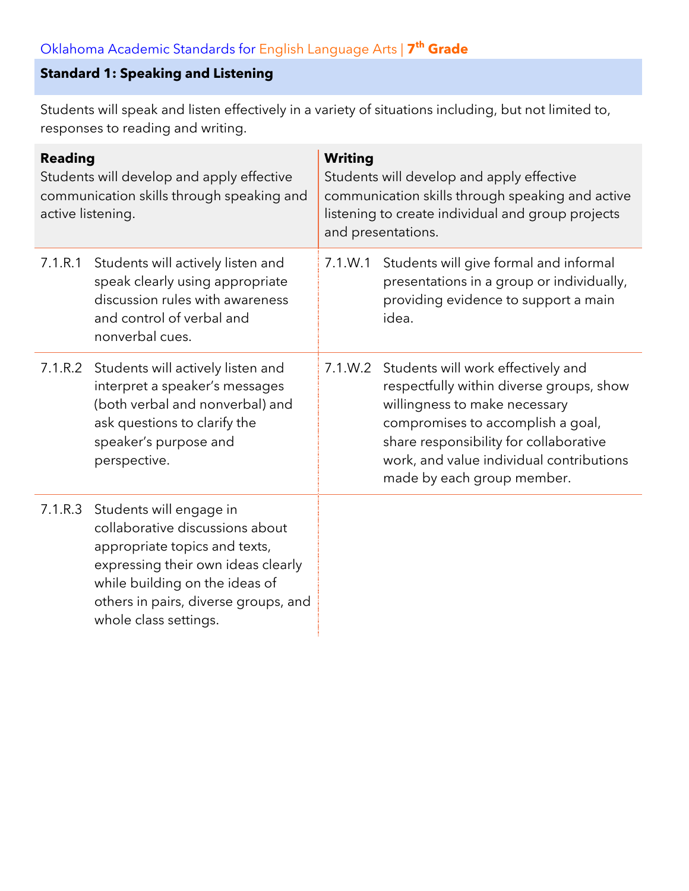Oklahoma Academic Standards for English Language Arts | **7th Grade**

## Standard 1: Speaking and Listening

Students will speak and listen effectively in a variety of situations including, but not limited to, responses to reading and writing.

| **Reading**<br>Students will develop and apply effective communication skills through speaking and active listening. | | **Writing**<br>Students will develop and apply effective communication skills through speaking and active listening to create individual and group projects and presentations. | |
|---|---|---|---|
| 7.1.R.1 | Students will actively listen and speak clearly using appropriate discussion rules with awareness and control of verbal and nonverbal cues. | 7.1.W.1 | Students will give formal and informal presentations in a group or individually, providing evidence to support a main idea. |
| 7.1.R.2 | Students will actively listen and interpret a speaker's messages (both verbal and nonverbal) and ask questions to clarify the speaker's purpose and perspective. | 7.1.W.2 | Students will work effectively and respectfully within diverse groups, show willingness to make necessary compromises to accomplish a goal, share responsibility for collaborative work, and value individual contributions made by each group member. |
| 7.1.R.3 | Students will engage in collaborative discussions about appropriate topics and texts, expressing their own ideas clearly while building on the ideas of others in pairs, diverse groups, and whole class settings. | | |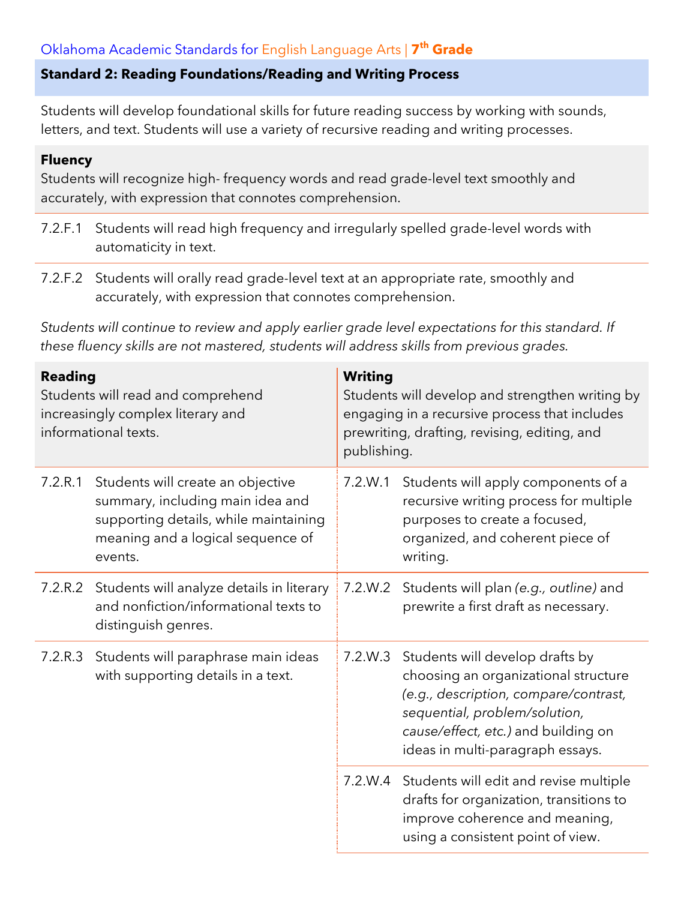Oklahoma Academic Standards for English Language Arts | 7th Grade

## Standard 2: Reading Foundations/Reading and Writing Process

Students will develop foundational skills for future reading success by working with sounds, letters, and text. Students will use a variety of recursive reading and writing processes.

### Fluency

Students will recognize high- frequency words and read grade-level text smoothly and accurately, with expression that connotes comprehension.

7.2.F.1 Students will read high frequency and irregularly spelled grade-level words with automaticity in text.

7.2.F.2 Students will orally read grade-level text at an appropriate rate, smoothly and accurately, with expression that connotes comprehension.

*Students will continue to review and apply earlier grade level expectations for this standard. If these fluency skills are not mastered, students will address skills from previous grades.*

| **Reading**<br>Students will read and comprehend increasingly complex literary and informational texts. | **Writing**<br>Students will develop and strengthen writing by engaging in a recursive process that includes prewriting, drafting, revising, editing, and publishing. |
|---|---|
| 7.2.R.1 Students will create an objective summary, including main idea and supporting details, while maintaining meaning and a logical sequence of events. | 7.2.W.1 Students will apply components of a recursive writing process for multiple purposes to create a focused, organized, and coherent piece of writing. |
| 7.2.R.2 Students will analyze details in literary and nonfiction/informational texts to distinguish genres. | 7.2.W.2 Students will plan *(e.g., outline)* and prewrite a first draft as necessary. |
| 7.2.R.3 Students will paraphrase main ideas with supporting details in a text. | 7.2.W.3 Students will develop drafts by choosing an organizational structure *(e.g., description, compare/contrast, sequential, problem/solution, cause/effect, etc.)* and building on ideas in multi-paragraph essays. |
| | 7.2.W.4 Students will edit and revise multiple drafts for organization, transitions to improve coherence and meaning, using a consistent point of view. |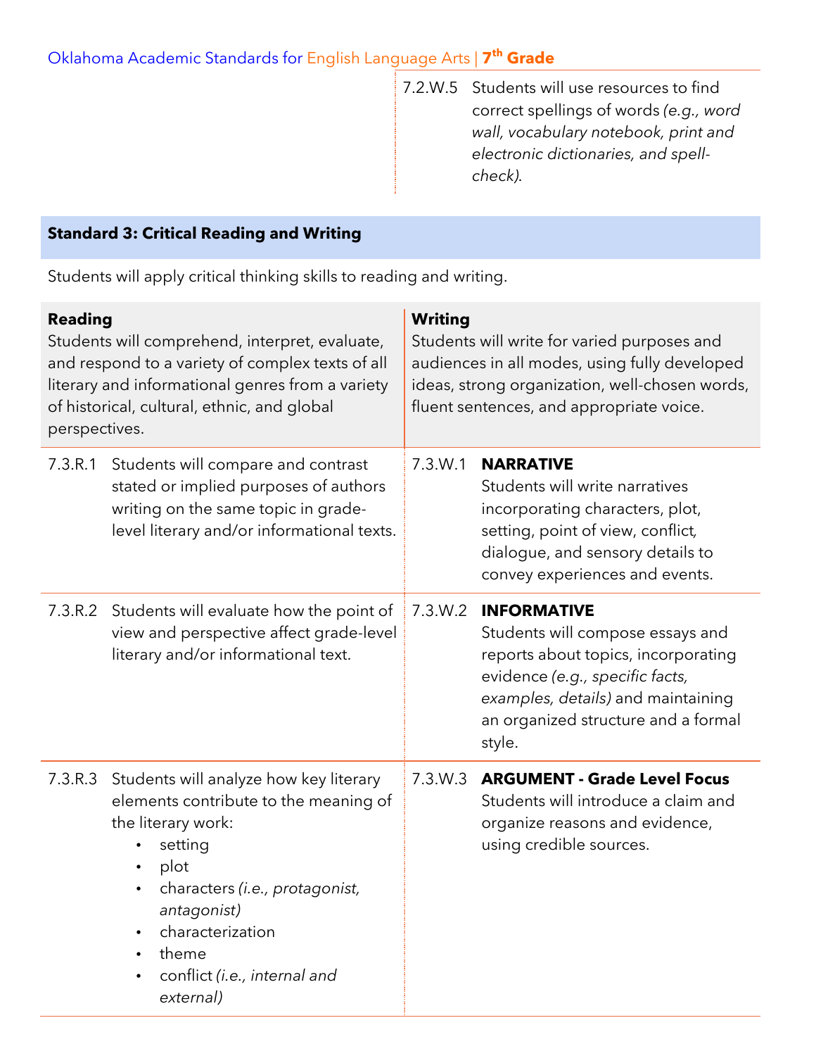| | |
|---|---|
| | 7.2.W.5 Students will use resources to find correct spellings of words *(e.g., word wall, vocabulary notebook, print and electronic dictionaries, and spell-check)*. |

## Standard 3: Critical Reading and Writing

Students will apply critical thinking skills to reading and writing.

| **Reading**<br>Students will comprehend, interpret, evaluate, and respond to a variety of complex texts of all literary and informational genres from a variety of historical, cultural, ethnic, and global perspectives. | **Writing**<br>Students will write for varied purposes and audiences in all modes, using fully developed ideas, strong organization, well-chosen words, fluent sentences, and appropriate voice. |
|---|---|
| 7.3.R.1 Students will compare and contrast stated or implied purposes of authors writing on the same topic in grade-level literary and/or informational texts. | 7.3.W.1 **NARRATIVE**<br>Students will write narratives incorporating characters, plot, setting, point of view, conflict, dialogue, and sensory details to convey experiences and events. |
| 7.3.R.2 Students will evaluate how the point of view and perspective affect grade-level literary and/or informational text. | 7.3.W.2 **INFORMATIVE**<br>Students will compose essays and reports about topics, incorporating evidence *(e.g., specific facts, examples, details)* and maintaining an organized structure and a formal style. |
| 7.3.R.3 Students will analyze how key literary elements contribute to the meaning of the literary work:<br>• setting<br>• plot<br>• characters *(i.e., protagonist, antagonist)*<br>• characterization<br>• theme<br>• conflict *(i.e., internal and external)* | 7.3.W.3 **ARGUMENT - Grade Level Focus**<br>Students will introduce a claim and organize reasons and evidence, using credible sources. |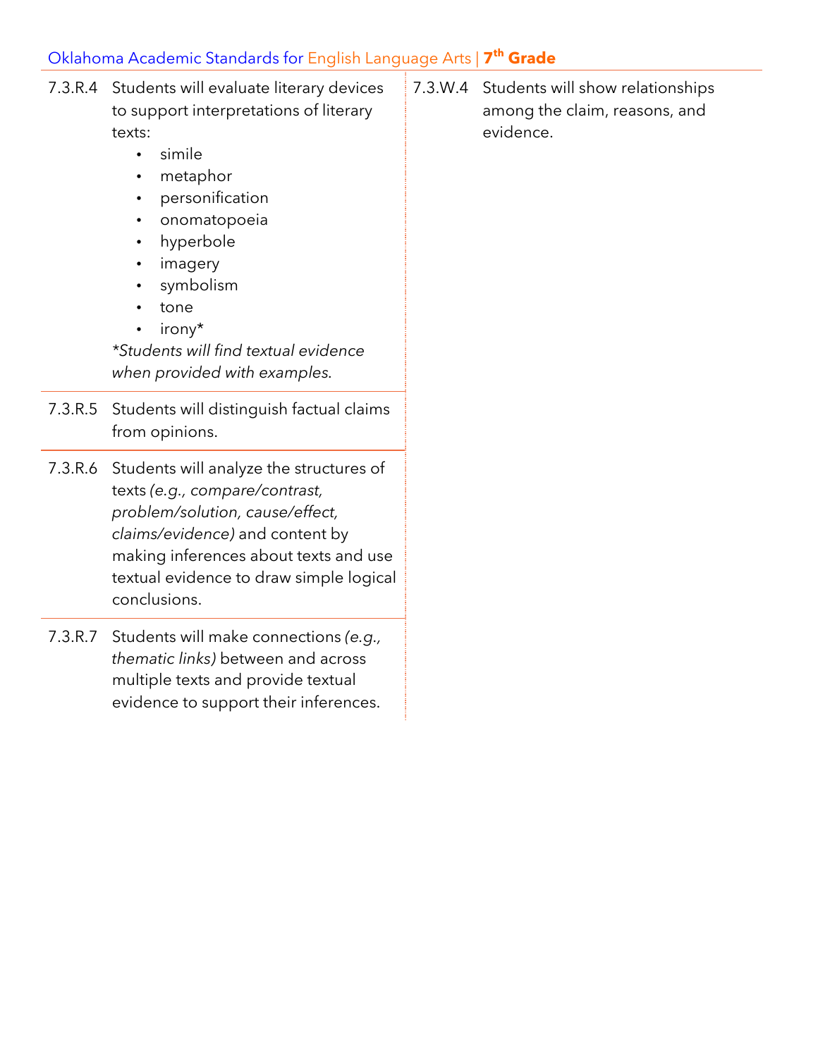7.3.R.4 Students will evaluate literary devices to support interpretations of literary texts:

- simile
- metaphor
- personification
- onomatopoeia
- hyperbole
- imagery
- symbolism
- tone
- irony*

*\*Students will find textual evidence when provided with examples.*

7.3.R.5 Students will distinguish factual claims from opinions.

7.3.R.6 Students will analyze the structures of texts *(e.g., compare/contrast, problem/solution, cause/effect, claims/evidence)* and content by making inferences about texts and use textual evidence to draw simple logical conclusions.

7.3.R.7 Students will make connections *(e.g., thematic links)* between and across multiple texts and provide textual evidence to support their inferences.

7.3.W.4 Students will show relationships among the claim, reasons, and evidence.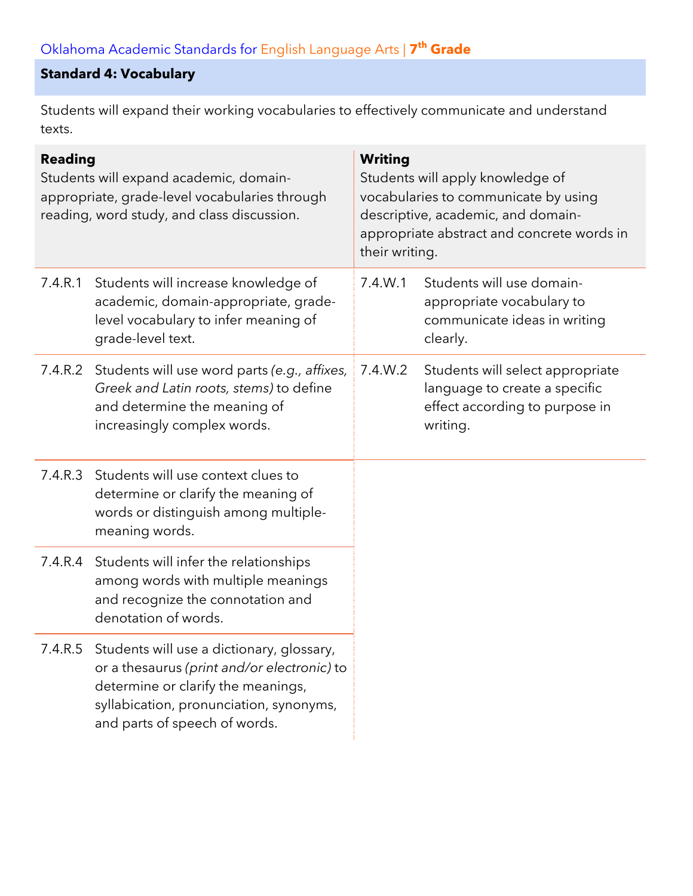Oklahoma Academic Standards for English Language Arts | **7th Grade**

## Standard 4: Vocabulary

Students will expand their working vocabularies to effectively communicate and understand texts.

| **Reading**<br>Students will expand academic, domain-appropriate, grade-level vocabularies through reading, word study, and class discussion. | | **Writing**<br>Students will apply knowledge of vocabularies to communicate by using descriptive, academic, and domain-appropriate abstract and concrete words in their writing. | |
|---|---|---|---|
| 7.4.R.1 | Students will increase knowledge of academic, domain-appropriate, grade-level vocabulary to infer meaning of grade-level text. | 7.4.W.1 | Students will use domain-appropriate vocabulary to communicate ideas in writing clearly. |
| 7.4.R.2 | Students will use word parts *(e.g., affixes, Greek and Latin roots, stems)* to define and determine the meaning of increasingly complex words. | 7.4.W.2 | Students will select appropriate language to create a specific effect according to purpose in writing. |
| 7.4.R.3 | Students will use context clues to determine or clarify the meaning of words or distinguish among multiple-meaning words. | | |
| 7.4.R.4 | Students will infer the relationships among words with multiple meanings and recognize the connotation and denotation of words. | | |
| 7.4.R.5 | Students will use a dictionary, glossary, or a thesaurus *(print and/or electronic)* to determine or clarify the meanings, syllabication, pronunciation, synonyms, and parts of speech of words. | | |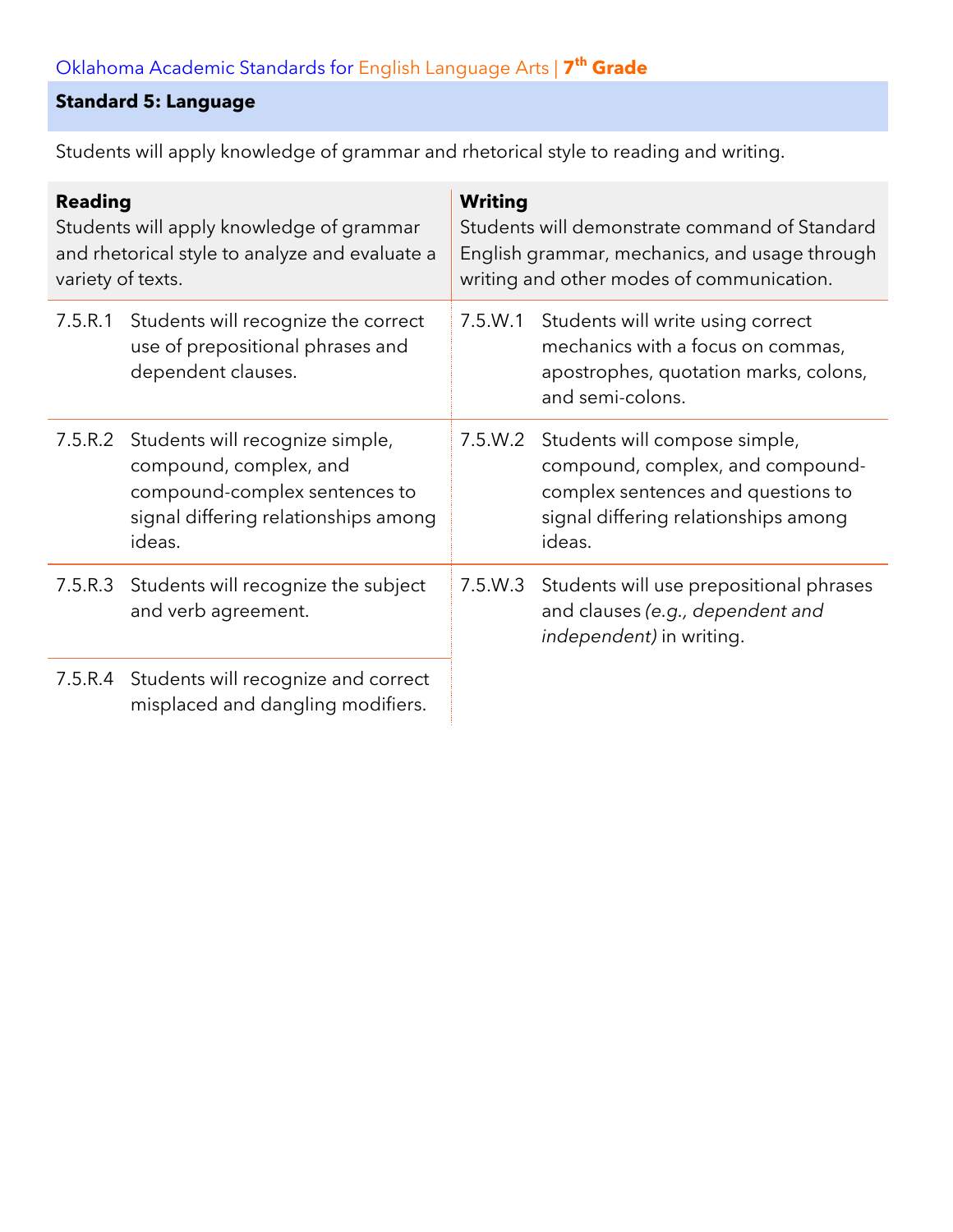Oklahoma Academic Standards for English Language Arts | **7th Grade**

## Standard 5: Language

Students will apply knowledge of grammar and rhetorical style to reading and writing.

| **Reading**<br>Students will apply knowledge of grammar and rhetorical style to analyze and evaluate a variety of texts. | | **Writing**<br>Students will demonstrate command of Standard English grammar, mechanics, and usage through writing and other modes of communication. | |
|---|---|---|---|
| 7.5.R.1 | Students will recognize the correct use of prepositional phrases and dependent clauses. | 7.5.W.1 | Students will write using correct mechanics with a focus on commas, apostrophes, quotation marks, colons, and semi-colons. |
| 7.5.R.2 | Students will recognize simple, compound, complex, and compound-complex sentences to signal differing relationships among ideas. | 7.5.W.2 | Students will compose simple, compound, complex, and compound-complex sentences and questions to signal differing relationships among ideas. |
| 7.5.R.3 | Students will recognize the subject and verb agreement. | 7.5.W.3 | Students will use prepositional phrases and clauses *(e.g., dependent and independent)* in writing. |
| 7.5.R.4 | Students will recognize and correct misplaced and dangling modifiers. | | |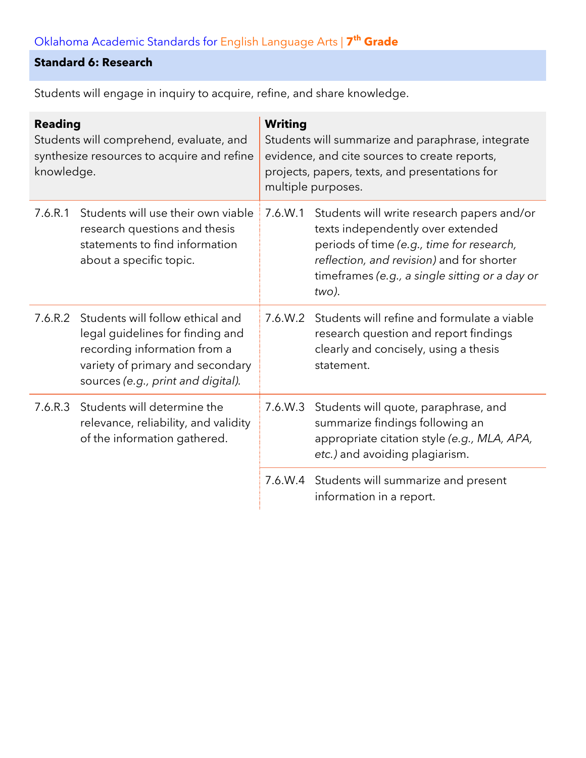## Standard 6: Research

Students will engage in inquiry to acquire, refine, and share knowledge.

| Reading | | Writing | |
|---|---|---|---|
| **Reading** Students will comprehend, evaluate, and synthesize resources to acquire and refine knowledge. | | **Writing** Students will summarize and paraphrase, integrate evidence, and cite sources to create reports, projects, papers, texts, and presentations for multiple purposes. | |
| 7.6.R.1 | Students will use their own viable research questions and thesis statements to find information about a specific topic. | 7.6.W.1 | Students will write research papers and/or texts independently over extended periods of time *(e.g., time for research, reflection, and revision)* and for shorter timeframes *(e.g., a single sitting or a day or two).* |
| 7.6.R.2 | Students will follow ethical and legal guidelines for finding and recording information from a variety of primary and secondary sources *(e.g., print and digital).* | 7.6.W.2 | Students will refine and formulate a viable research question and report findings clearly and concisely, using a thesis statement. |
| 7.6.R.3 | Students will determine the relevance, reliability, and validity of the information gathered. | 7.6.W.3 | Students will quote, paraphrase, and summarize findings following an appropriate citation style *(e.g., MLA, APA, etc.)* and avoiding plagiarism. |
| | | 7.6.W.4 | Students will summarize and present information in a report. |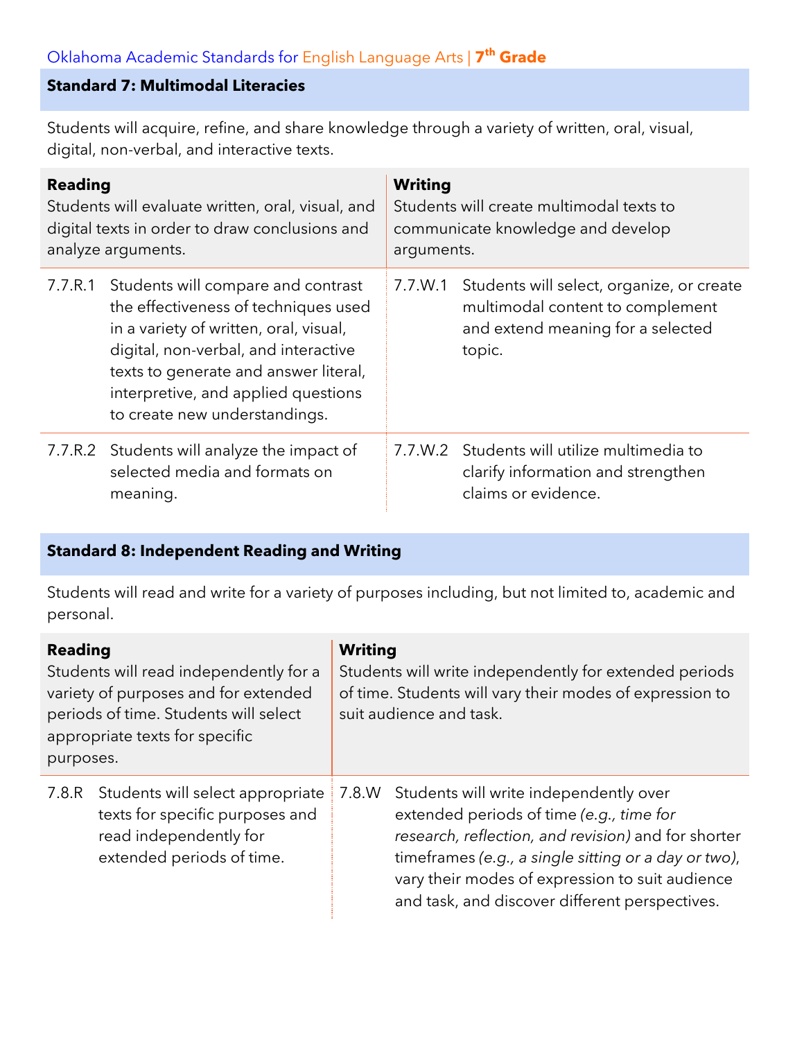Oklahoma Academic Standards for English Language Arts | **7th Grade**

## Standard 7: Multimodal Literacies

Students will acquire, refine, and share knowledge through a variety of written, oral, visual, digital, non-verbal, and interactive texts.

| **Reading**<br>Students will evaluate written, oral, visual, and digital texts in order to draw conclusions and analyze arguments. | | **Writing**<br>Students will create multimodal texts to communicate knowledge and develop arguments. | |
|---|---|---|---|
| 7.7.R.1 | Students will compare and contrast the effectiveness of techniques used in a variety of written, oral, visual, digital, non-verbal, and interactive texts to generate and answer literal, interpretive, and applied questions to create new understandings. | 7.7.W.1 | Students will select, organize, or create multimodal content to complement and extend meaning for a selected topic. |
| 7.7.R.2 | Students will analyze the impact of selected media and formats on meaning. | 7.7.W.2 | Students will utilize multimedia to clarify information and strengthen claims or evidence. |

## Standard 8: Independent Reading and Writing

Students will read and write for a variety of purposes including, but not limited to, academic and personal.

| **Reading**<br>Students will read independently for a variety of purposes and for extended periods of time. Students will select appropriate texts for specific purposes. | | **Writing**<br>Students will write independently for extended periods of time. Students will vary their modes of expression to suit audience and task. | |
|---|---|---|---|
| 7.8.R | Students will select appropriate texts for specific purposes and read independently for extended periods of time. | 7.8.W | Students will write independently over extended periods of time *(e.g., time for research, reflection, and revision)* and for shorter timeframes *(e.g., a single sitting or a day or two)*, vary their modes of expression to suit audience and task, and discover different perspectives. |